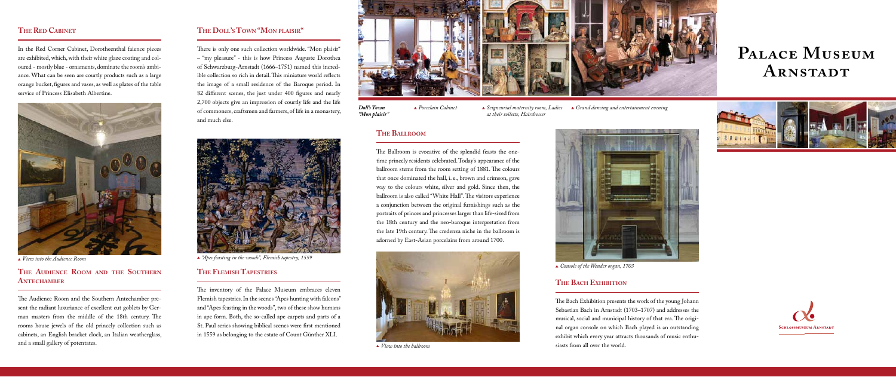# Palace Museum Arnstadt

## The Red Cabinet

In the Red Corner Cabinet, Dorotheenthal faience pieces are exhibited, which, with their white glaze coating and coloured - mostly blue - ornaments, dominate the room's ambiance. What can be seen are courtly products such as a large orange bucket, figures and vases, as well as plates of the table service of Princess Elisabeth Albertine.

▲ *View into the Audience Room*

## The Audience Room and the Southern Antechamber

The Audience Room and the Southern Antechamber present the radiant luxuriance of excellent cut goblets by German masters from the middle of the 18th century. The rooms house jewels of the old princely collection such as cabinets, an English bracket clock, an Italian weatherglass, and a small gallery of potentates.

## The Doll's Town "Mon plaisir"

There is only one such collection worldwide. "Mon plaisir" – "my pleasure" - this is how Princess Auguste Dorothea of Schwarzburg-Arnstadt (1666–1751) named this incredible collection so rich in detail. This miniature world reflects the image of a small residence of the Baroque period. In 82 different scenes, the just under 400 figures and nearly 2,700 objects give an impression of courtly life and the life of commoners, craftsmen and farmers, of life in a monastery, and much else.

▲ *"Apes feasting in the woods", Flemish tapestry, 1559*

## The Flemish Tapestries

The inventory of the Palace Museum embraces eleven Flemish tapestries. In the scenes "Apes hunting with falcons" and "Apes feasting in the woods", two of these show humans in ape form. Both, the so-called ape carpets and parts of a St. Paul series showing biblical scenes were first mentioned in 1559 as belonging to the estate of Count Günther XLI.

***Doll's Town "Mon plaisir"*** ▲ *Porcelain Cabinet* ▲ *Seigneurial maternity room, Ladies at their toilette, Hairdresser* ▲ *Grand dancing and entertainment evening*

## The Ballroom

The Ballroom is evocative of the splendid feasts the onetime princely residents celebrated. Today's appearance of the ballroom stems from the room setting of 1881. The colours that once dominated the hall, i. e., brown and crimson, gave way to the colours white, silver and gold. Since then, the ballroom is also called "White Hall". The visitors experience a conjunction between the original furnishings such as the portraits of princes and princesses larger than life-sized from the 18th century and the neo-baroque interpretation from the late 19th century. The credenza niche in the ballroom is adorned by East-Asian porcelains from around 1700.

▲ *View into the ballroom*

▲ *Console of the Wender organ, 1703*

## The Bach Exhibition

The Bach Exhibition presents the work of the young Johann Sebastian Bach in Arnstadt (1703–1707) and addresses the musical, social and municipal history of that era. The original organ console on which Bach played is an outstanding exhibit which every year attracts thousands of music enthusiasts from all over the world.

Schlossmuseum Arnstadt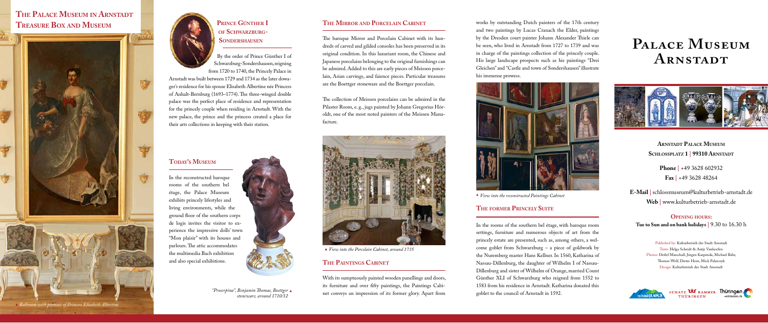# The Palace Museum in Arnstadt Treasure Box and Museum

*Ballroom with portrait of Princess Elisabeth Albertine*

## Prince Günther I of Schwarzburg-Sondershausen

By the order of Prince Günther I of Schwarzburg-Sondershausen, reigning from 1720 to 1740, the Princely Palace in Arnstadt was built between 1729 and 1734 as the later dowager's residence for his spouse Elisabeth Albertine née Princess of Anhalt-Bernburg (1693–1774). The three-winged double palace was the perfect place of residence and representation for the princely couple when residing in Arnstadt. With the new palace, the prince and the princess created a place for their arts collections in keeping with their station.

## Today's Museum

In the reconstructed baroque rooms of the southern bel étage, the Palace Museum exhibits princely lifestyles and living environments, while the ground floor of the southern corps de logis invites the visitor to experience the impressive dolls' town "Mon plaisir" with its houses and parlours. The attic accommodates the multimedia Bach exhibition and also special exhibitions.

*"Proserpina", Benjamin Thomae, Boettger stoneware, around 1710/12*

## The Mirror and Porcelain Cabinet

The baroque Mirror and Porcelain Cabinet with its hundreds of carved and gilded consoles has been preserved in its original condition. In this luxuriant room, the Chinese and Japanese porcelains belonging to the original furnishings can be admired. Added to this are early pieces of Meissen porcelain, Asian carvings, and faience pieces. Particular treasures are the Boettger stoneware and the Boettger porcelain.

The collection of Meissen porcelains can be admired in the Pilaster Room, e. g., jugs painted by Johann Gregorius Höroldt, one of the most noted painters of the Meissen Manufacture.

*View into the Porcelain Cabinet, around 1735*

## The Paintings Cabinet

With its sumptuously painted wooden panellings and doors, its furniture and over fifty paintings, the Paintings Cabinet conveys an impression of its former glory. Apart from works by outstanding Dutch painters of the 17th century and two paintings by Lucas Cranach the Elder, paintings by the Dresden court painter Johann Alexander Thiele can be seen, who lived in Arnstadt from 1727 to 1739 and was in charge of the paintings collection of the princely couple. His large landscape prospects such as his paintings "Drei Gleichen" and "Castle and town of Sondershausen" illustrate his immense prowess.

*View into the reconstructed Paintings Cabinet*

## The former Princely Suite

In the rooms of the southern bel étage, with baroque room settings, furniture and numerous objects of art from the princely estate are presented, such as, among others, a welcome goblet from Schwarzburg – a piece of goldwork by the Nuremberg master Hans Kellner. In 1560, Katharina of Nassau-Dillenburg, the daughter of Wilhelm I of Nassau-Dillenburg and sister of Wilhelm of Orange, married Count Günther XLI of Schwarzburg who reigned from 1552 to 1583 from his residence in Arnstadt. Katharina donated this goblet to the council of Arnstadt in 1592.

# Palace Museum Arnstadt

**Arnstadt Palace Museum**
**Schlossplatz 1 | 99310 Arnstadt**

**Phone** | +49 3628 602932
**Fax** | +49 3628 48264

**E-Mail** | schlossmuseum@kulturbetrieb-arnstadt.de
**Web** | www.kulturbetrieb-arnstadt.de

**Opening hours:**
**Tue to Sun and on bank holidays** | 9.30 to 16.30 h

Published by: Kulturbetrieb der Stadt Arnstadt
Texts: Helga Scheidt & Antje Vanhoefen
Photos: Detlef Marschall, Jürgen Kaspinski, Michael Bähr, Thomas Wolf, Dieter Horn, Mick Palarczyk
Design: Kulturbetrieb der Stadt Arnstadt